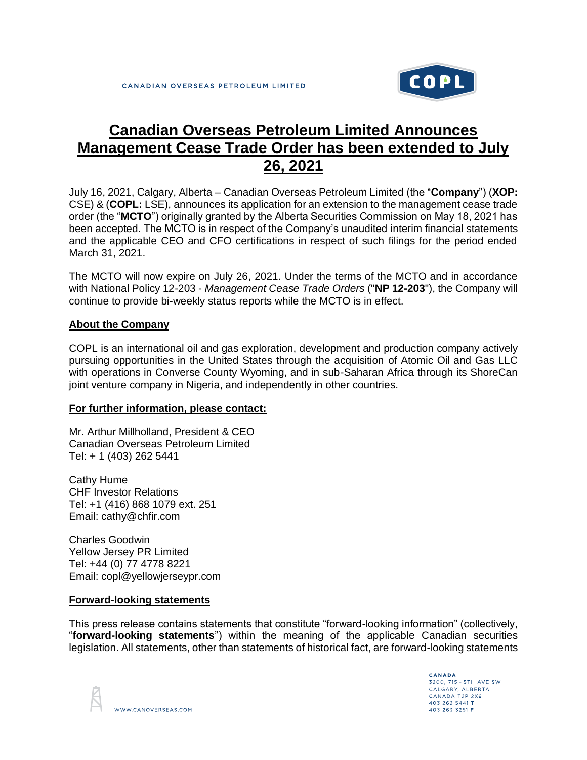# Canadian Overseas Petroleum Limited Announces Management Cease Trade Order has been extended to July 26, 2021

July 16, 2021, Calgary, Alberta – Canadian Overseas Petroleum Limited (the "**Company**") (**XOP:** CSE) & (**COPL:** LSE), announces its application for an extension to the management cease trade order (the "**MCTO**") originally granted by the Alberta Securities Commission on May 18, 2021 has been accepted. The MCTO is in respect of the Company's unaudited interim financial statements and the applicable CEO and CFO certifications in respect of such filings for the period ended March 31, 2021.

The MCTO will now expire on July 26, 2021. Under the terms of the MCTO and in accordance with National Policy 12-203 - *Management Cease Trade Orders* ("**NP 12-203**"), the Company will continue to provide bi-weekly status reports while the MCTO is in effect.

## About the Company

COPL is an international oil and gas exploration, development and production company actively pursuing opportunities in the United States through the acquisition of Atomic Oil and Gas LLC with operations in Converse County Wyoming, and in sub-Saharan Africa through its ShoreCan joint venture company in Nigeria, and independently in other countries.

## For further information, please contact:

Mr. Arthur Millholland, President & CEO
Canadian Overseas Petroleum Limited
Tel: + 1 (403) 262 5441

Cathy Hume
CHF Investor Relations
Tel: +1 (416) 868 1079 ext. 251
Email: cathy@chfir.com

Charles Goodwin
Yellow Jersey PR Limited
Tel: +44 (0) 77 4778 8221
Email: copl@yellowjerseypr.com

## Forward-looking statements

This press release contains statements that constitute "forward-looking information" (collectively, "**forward-looking statements**") within the meaning of the applicable Canadian securities legislation. All statements, other than statements of historical fact, are forward-looking statements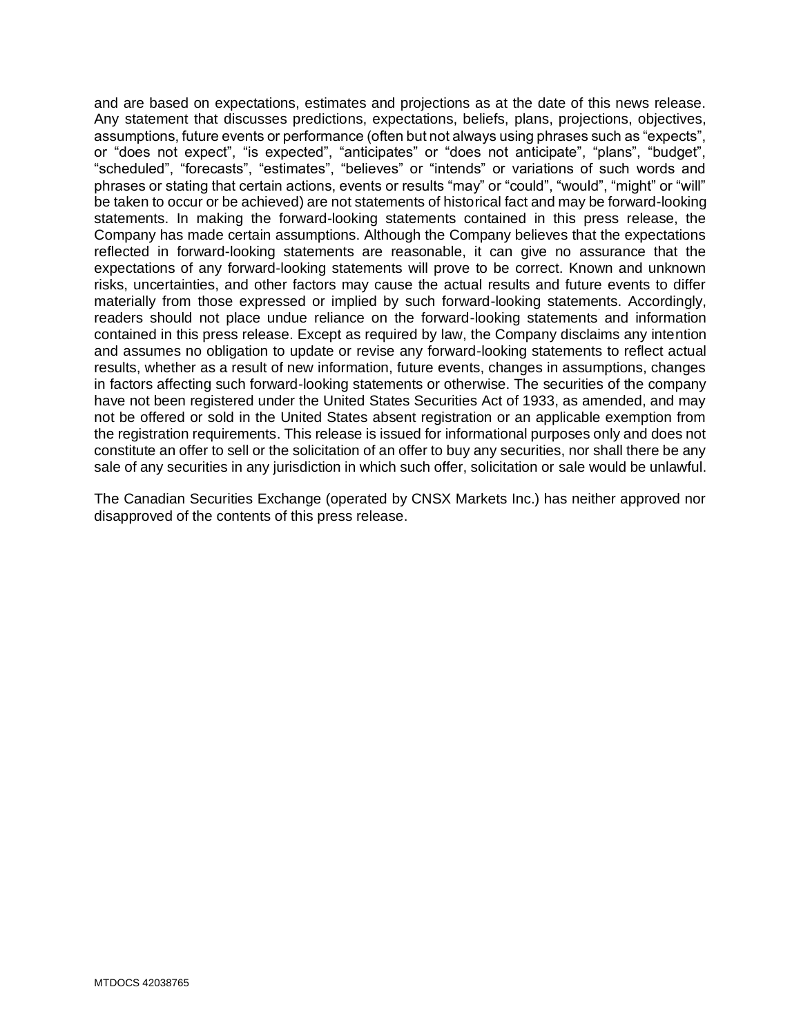and are based on expectations, estimates and projections as at the date of this news release. Any statement that discusses predictions, expectations, beliefs, plans, projections, objectives, assumptions, future events or performance (often but not always using phrases such as "expects", or "does not expect", "is expected", "anticipates" or "does not anticipate", "plans", "budget", "scheduled", "forecasts", "estimates", "believes" or "intends" or variations of such words and phrases or stating that certain actions, events or results "may" or "could", "would", "might" or "will" be taken to occur or be achieved) are not statements of historical fact and may be forward-looking statements. In making the forward-looking statements contained in this press release, the Company has made certain assumptions. Although the Company believes that the expectations reflected in forward-looking statements are reasonable, it can give no assurance that the expectations of any forward-looking statements will prove to be correct. Known and unknown risks, uncertainties, and other factors may cause the actual results and future events to differ materially from those expressed or implied by such forward-looking statements. Accordingly, readers should not place undue reliance on the forward-looking statements and information contained in this press release. Except as required by law, the Company disclaims any intention and assumes no obligation to update or revise any forward-looking statements to reflect actual results, whether as a result of new information, future events, changes in assumptions, changes in factors affecting such forward-looking statements or otherwise. The securities of the company have not been registered under the United States Securities Act of 1933, as amended, and may not be offered or sold in the United States absent registration or an applicable exemption from the registration requirements. This release is issued for informational purposes only and does not constitute an offer to sell or the solicitation of an offer to buy any securities, nor shall there be any sale of any securities in any jurisdiction in which such offer, solicitation or sale would be unlawful.

The Canadian Securities Exchange (operated by CNSX Markets Inc.) has neither approved nor disapproved of the contents of this press release.